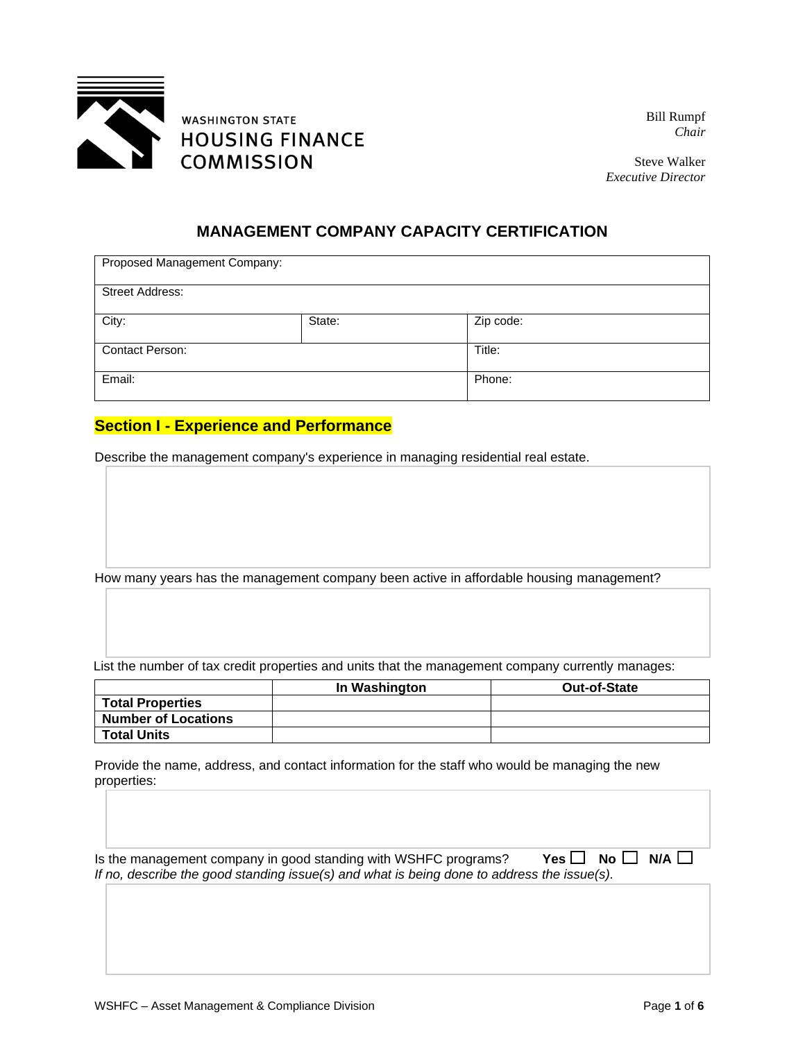WASHINGTON STATE
HOUSING FINANCE
COMMISSION

Bill Rumpf
*Chair*

Steve Walker
*Executive Director*

# MANAGEMENT COMPANY CAPACITY CERTIFICATION

| Proposed Management Company: | | |
|---|---|---|
| Street Address: | | |
| City: | State: | Zip code: |
| Contact Person: | | Title: |
| Email: | | Phone: |

## Section I - Experience and Performance

Describe the management company's experience in managing residential real estate.

How many years has the management company been active in affordable housing management?

List the number of tax credit properties and units that the management company currently manages:

| | In Washington | Out-of-State |
|---|---|---|
| **Total Properties** | | |
| **Number of Locations** | | |
| **Total Units** | | |

Provide the name, address, and contact information for the staff who would be managing the new properties:

Is the management company in good standing with WSHFC programs? **Yes** ☐ **No** ☐ **N/A** ☐

*If no, describe the good standing issue(s) and what is being done to address the issue(s).*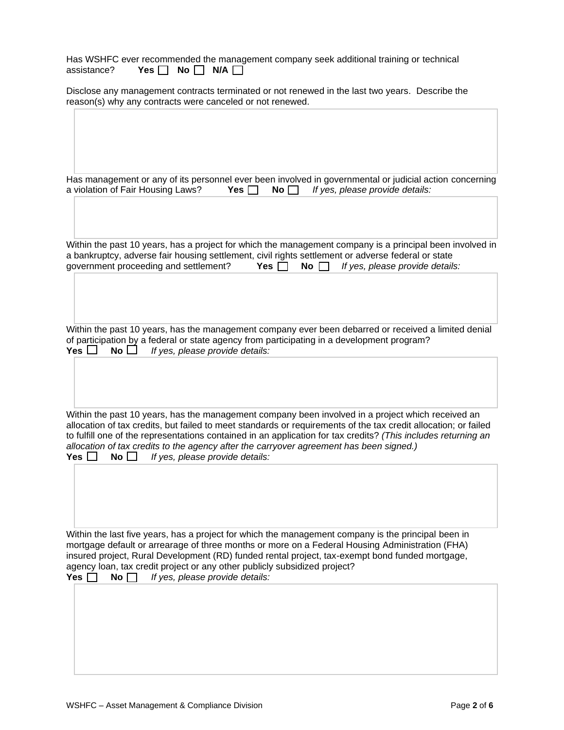Has WSHFC ever recommended the management company seek additional training or technical assistance? **Yes** ☐ **No** ☐ **N/A** ☐

Disclose any management contracts terminated or not renewed in the last two years. Describe the reason(s) why any contracts were canceled or not renewed.

Has management or any of its personnel ever been involved in governmental or judicial action concerning a violation of Fair Housing Laws? **Yes** ☐ **No** ☐ *If yes, please provide details:*

Within the past 10 years, has a project for which the management company is a principal been involved in a bankruptcy, adverse fair housing settlement, civil rights settlement or adverse federal or state government proceeding and settlement? **Yes** ☐ **No** ☐ *If yes, please provide details:*

Within the past 10 years, has the management company ever been debarred or received a limited denial of participation by a federal or state agency from participating in a development program?
**Yes** ☐ **No** ☐ *If yes, please provide details:*

Within the past 10 years, has the management company been involved in a project which received an allocation of tax credits, but failed to meet standards or requirements of the tax credit allocation; or failed to fulfill one of the representations contained in an application for tax credits? *(This includes returning an allocation of tax credits to the agency after the carryover agreement has been signed.)*
**Yes** ☐ **No** ☐ *If yes, please provide details:*

Within the last five years, has a project for which the management company is the principal been in mortgage default or arrearage of three months or more on a Federal Housing Administration (FHA) insured project, Rural Development (RD) funded rental project, tax-exempt bond funded mortgage, agency loan, tax credit project or any other publicly subsidized project?
**Yes** ☐ **No** ☐ *If yes, please provide details:*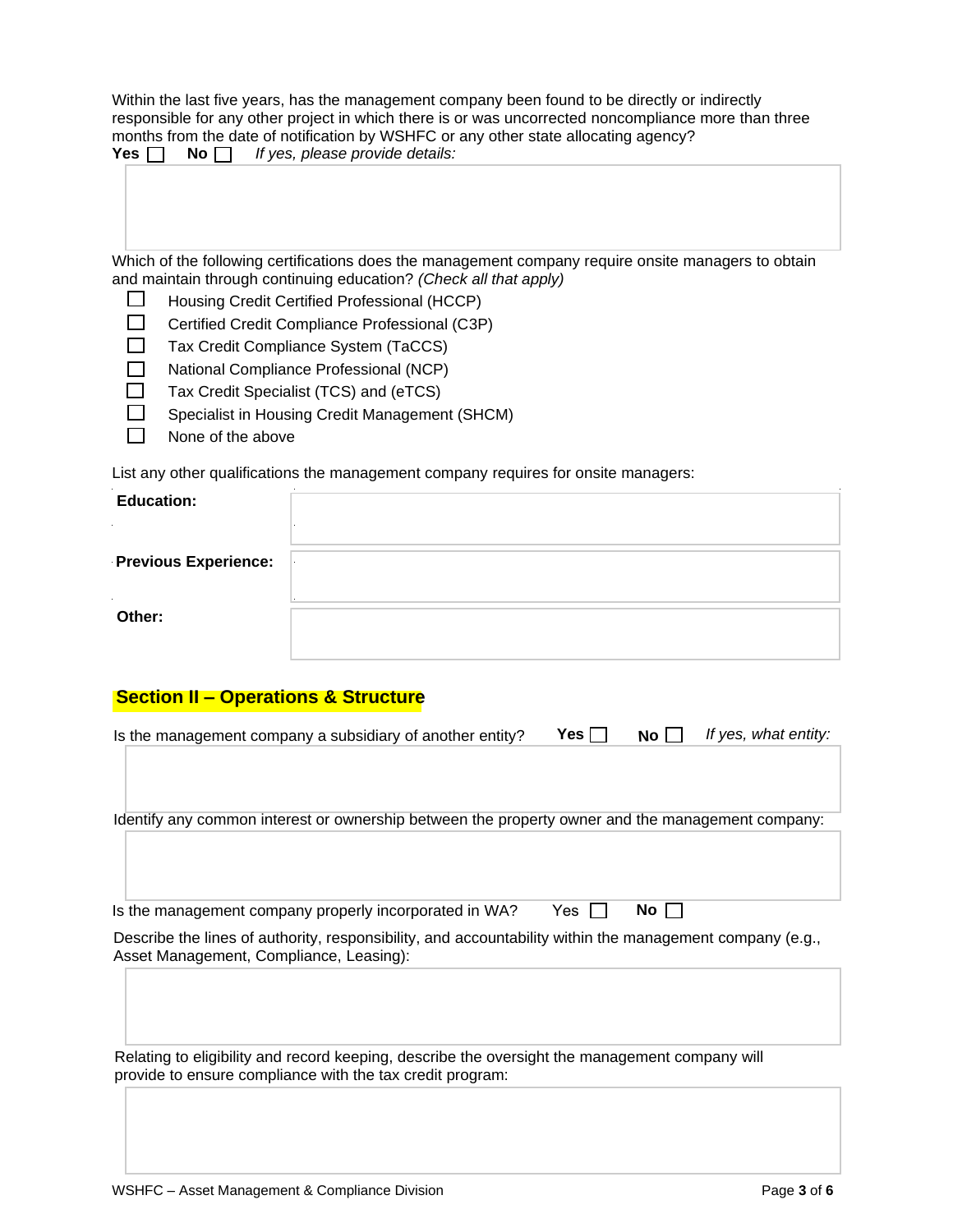Within the last five years, has the management company been found to be directly or indirectly responsible for any other project in which there is or was uncorrected noncompliance more than three months from the date of notification by WSHFC or any other state allocating agency?

**Yes** ☐ **No** ☐ *If yes, please provide details:*

Which of the following certifications does the management company require onsite managers to obtain and maintain through continuing education? *(Check all that apply)*

- ☐ Housing Credit Certified Professional (HCCP)
- ☐ Certified Credit Compliance Professional (C3P)
- ☐ Tax Credit Compliance System (TaCCS)
- ☐ National Compliance Professional (NCP)
- ☐ Tax Credit Specialist (TCS) and (eTCS)
- ☐ Specialist in Housing Credit Management (SHCM)
- ☐ None of the above

List any other qualifications the management company requires for onsite managers:

| | |
|---|---|
| **Education:** | |
| **Previous Experience:** | |
| **Other:** | |

## Section II – Operations & Structure

Is the management company a subsidiary of another entity? **Yes** ☐ **No** ☐ *If yes, what entity:*

Identify any common interest or ownership between the property owner and the management company:

Is the management company properly incorporated in WA? Yes ☐ **No** ☐

Describe the lines of authority, responsibility, and accountability within the management company (e.g., Asset Management, Compliance, Leasing):

Relating to eligibility and record keeping, describe the oversight the management company will provide to ensure compliance with the tax credit program: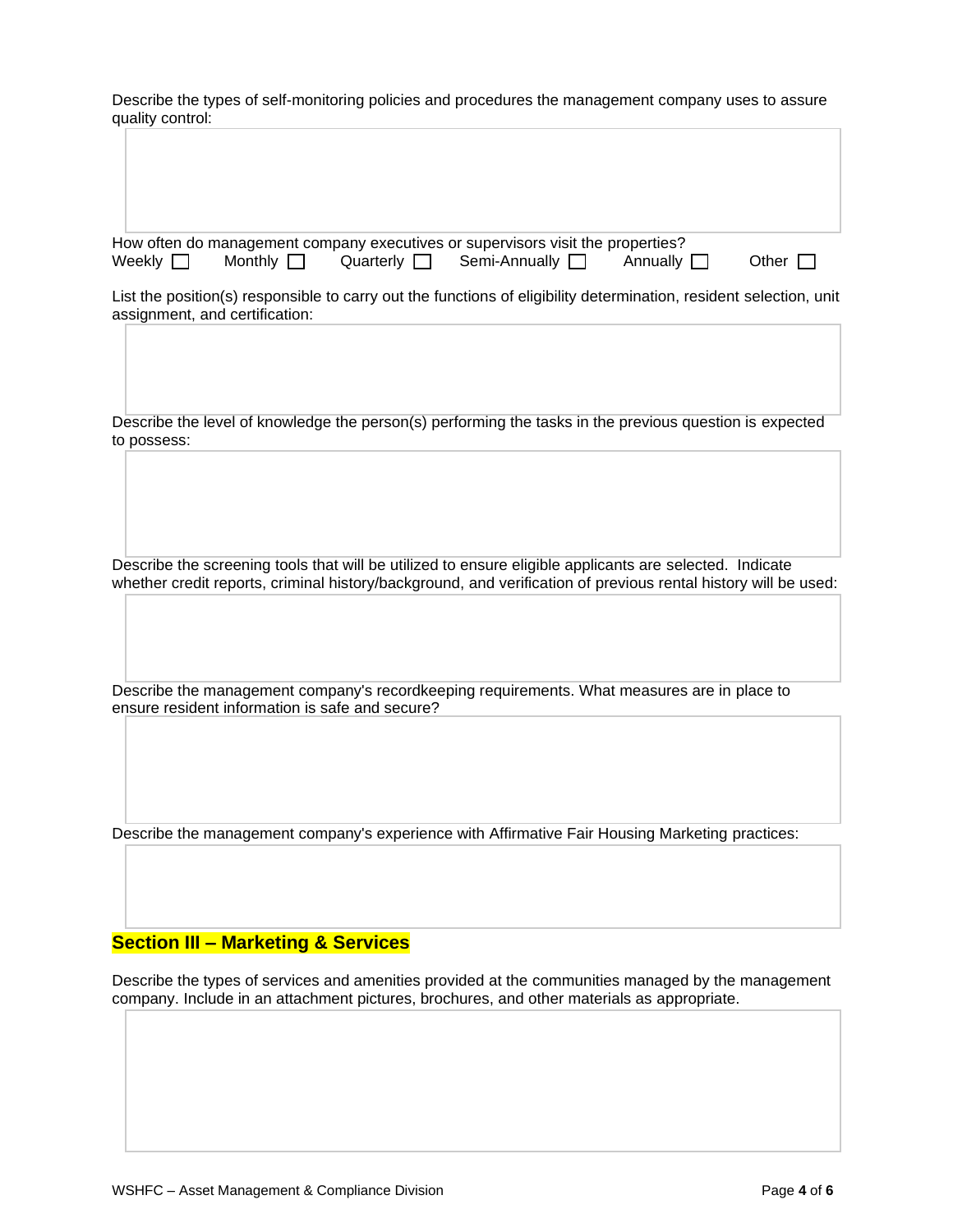Describe the types of self-monitoring policies and procedures the management company uses to assure quality control:

How often do management company executives or supervisors visit the properties?

Weekly ☐ Monthly ☐ Quarterly ☐ Semi-Annually ☐ Annually ☐ Other ☐

List the position(s) responsible to carry out the functions of eligibility determination, resident selection, unit assignment, and certification:

Describe the level of knowledge the person(s) performing the tasks in the previous question is expected to possess:

Describe the screening tools that will be utilized to ensure eligible applicants are selected. Indicate whether credit reports, criminal history/background, and verification of previous rental history will be used:

Describe the management company's recordkeeping requirements. What measures are in place to ensure resident information is safe and secure?

Describe the management company's experience with Affirmative Fair Housing Marketing practices:

## Section III – Marketing & Services

Describe the types of services and amenities provided at the communities managed by the management company. Include in an attachment pictures, brochures, and other materials as appropriate.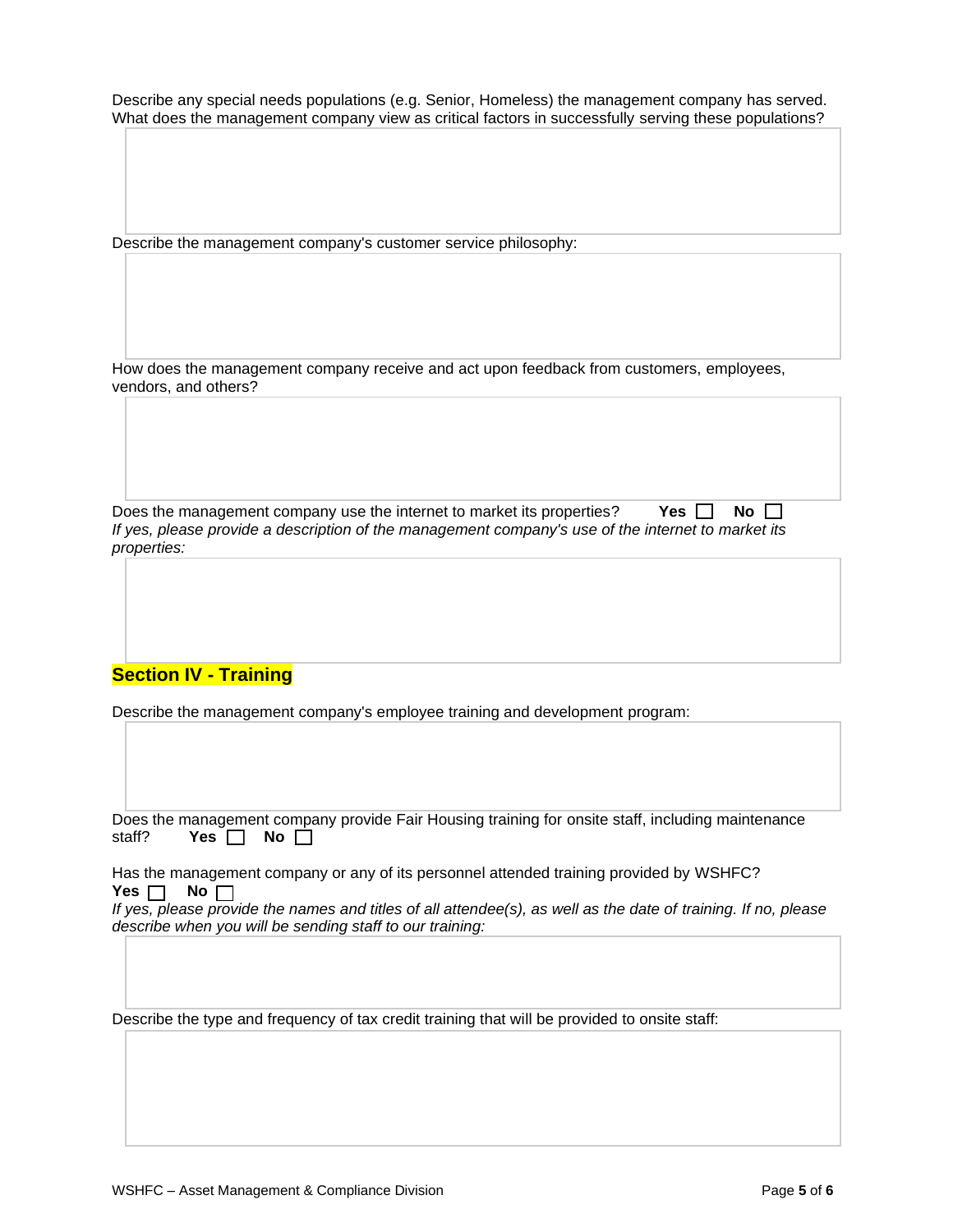Describe any special needs populations (e.g. Senior, Homeless) the management company has served. What does the management company view as critical factors in successfully serving these populations?

Describe the management company's customer service philosophy:

How does the management company receive and act upon feedback from customers, employees, vendors, and others?

Does the management company use the internet to market its properties? **Yes** ☐ **No** ☐

*If yes, please provide a description of the management company's use of the internet to market its properties:*

## Section IV - Training

Describe the management company's employee training and development program:

Does the management company provide Fair Housing training for onsite staff, including maintenance staff? **Yes** ☐ **No** ☐

Has the management company or any of its personnel attended training provided by WSHFC?
**Yes** ☐ **No** ☐

*If yes, please provide the names and titles of all attendee(s), as well as the date of training. If no, please describe when you will be sending staff to our training:*

Describe the type and frequency of tax credit training that will be provided to onsite staff: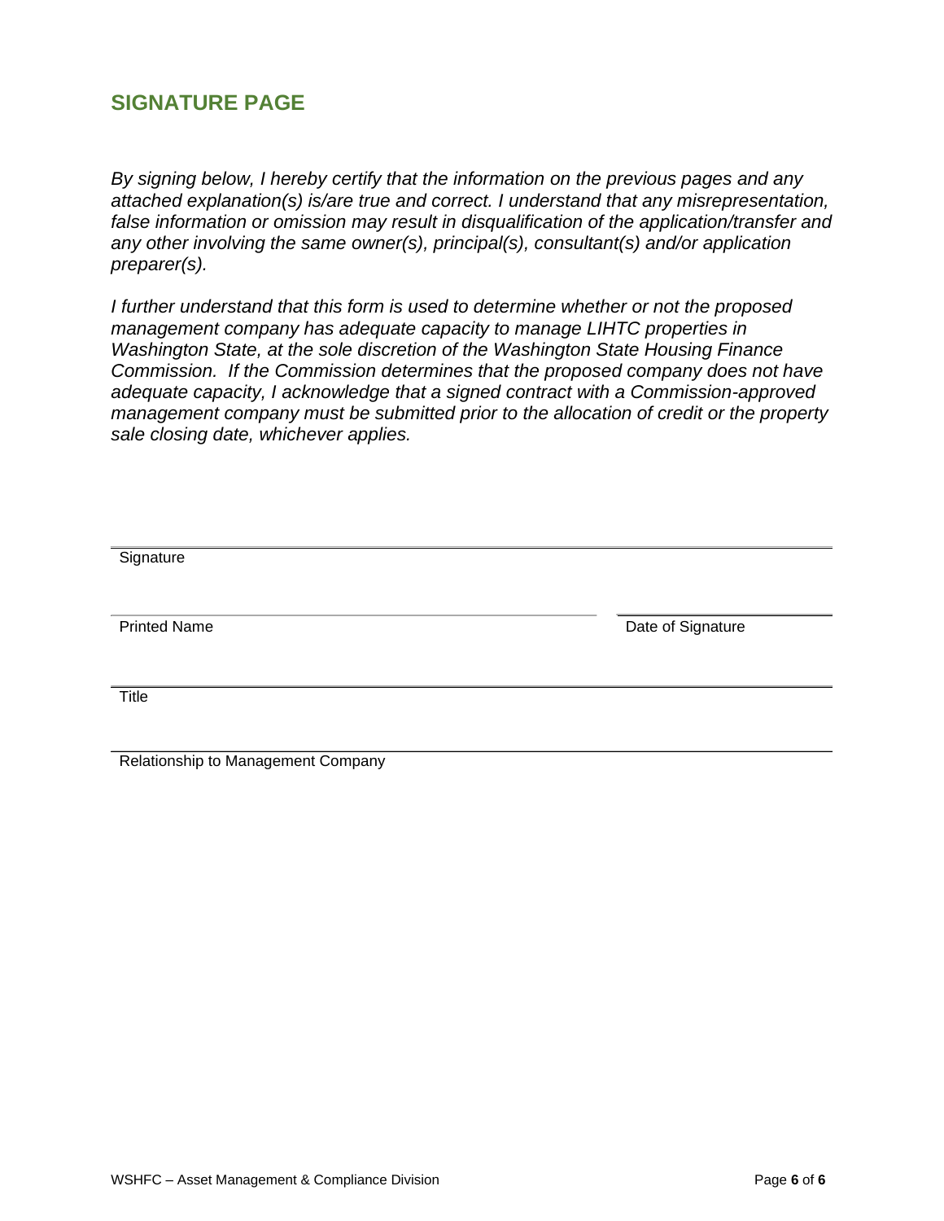## SIGNATURE PAGE

*By signing below, I hereby certify that the information on the previous pages and any attached explanation(s) is/are true and correct. I understand that any misrepresentation, false information or omission may result in disqualification of the application/transfer and any other involving the same owner(s), principal(s), consultant(s) and/or application preparer(s).*

*I further understand that this form is used to determine whether or not the proposed management company has adequate capacity to manage LIHTC properties in Washington State, at the sole discretion of the Washington State Housing Finance Commission. If the Commission determines that the proposed company does not have adequate capacity, I acknowledge that a signed contract with a Commission-approved management company must be submitted prior to the allocation of credit or the property sale closing date, whichever applies.*

\_\_\_\_\_\_\_\_\_\_\_\_\_\_\_\_\_\_\_\_\_\_\_\_\_\_\_\_\_\_\_\_\_\_\_\_\_\_\_\_\_\_\_\_

Signature

\_\_\_\_\_\_\_\_\_\_\_\_\_\_\_\_\_\_\_\_\_\_\_\_\_\_\_\_\_\_\_\_ \_\_\_\_\_\_\_\_\_\_\_\_\_\_\_\_

Printed Name Date of Signature

\_\_\_\_\_\_\_\_\_\_\_\_\_\_\_\_\_\_\_\_\_\_\_\_\_\_\_\_\_\_\_\_\_\_\_\_\_\_\_\_\_\_\_\_

Title

\_\_\_\_\_\_\_\_\_\_\_\_\_\_\_\_\_\_\_\_\_\_\_\_\_\_\_\_\_\_\_\_\_\_\_\_\_\_\_\_\_\_\_\_

Relationship to Management Company